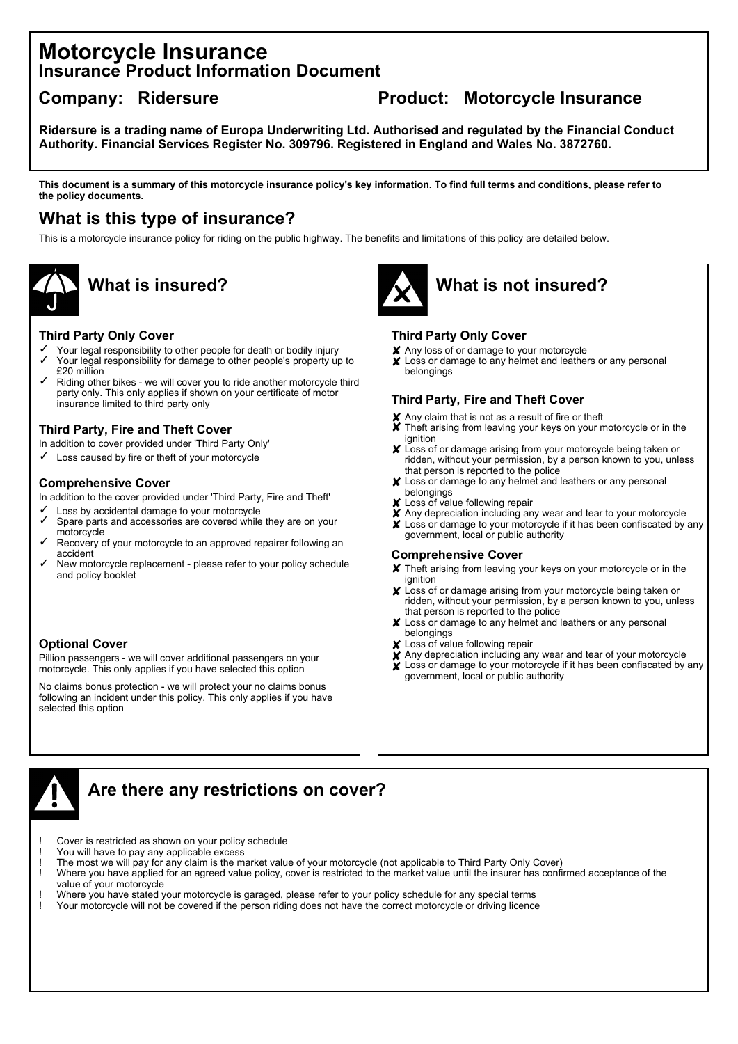# Motorcycle Insurance
## Insurance Product Information Document

**Company: Ridersure** **Product: Motorcycle Insurance**

**Ridersure is a trading name of Europa Underwriting Ltd. Authorised and regulated by the Financial Conduct Authority. Financial Services Register No. 309796. Registered in England and Wales No. 3872760.**

**This document is a summary of this motorcycle insurance policy's key information. To find full terms and conditions, please refer to the policy documents.**

## What is this type of insurance?

This is a motorcycle insurance policy for riding on the public highway. The benefits and limitations of this policy are detailed below.

## What is insured?

### Third Party Only Cover

- ✓ Your legal responsibility to other people for death or bodily injury
- ✓ Your legal responsibility for damage to other people's property up to £20 million
- ✓ Riding other bikes - we will cover you to ride another motorcycle third party only. This only applies if shown on your certificate of motor insurance limited to third party only

### Third Party, Fire and Theft Cover

In addition to cover provided under 'Third Party Only'

- ✓ Loss caused by fire or theft of your motorcycle

### Comprehensive Cover

In addition to the cover provided under 'Third Party, Fire and Theft'

- ✓ Loss by accidental damage to your motorcycle
- ✓ Spare parts and accessories are covered while they are on your motorcycle
- ✓ Recovery of your motorcycle to an approved repairer following an accident
- ✓ New motorcycle replacement - please refer to your policy schedule and policy booklet

### Optional Cover

Pillion passengers - we will cover additional passengers on your motorcycle. This only applies if you have selected this option

No claims bonus protection - we will protect your no claims bonus following an incident under this policy. This only applies if you have selected this option

## What is not insured?

### Third Party Only Cover

- ✘ Any loss of or damage to your motorcycle
- ✘ Loss or damage to any helmet and leathers or any personal belongings

### Third Party, Fire and Theft Cover

- ✘ Any claim that is not as a result of fire or theft
- ✘ Theft arising from leaving your keys on your motorcycle or in the ignition
- ✘ Loss of or damage arising from your motorcycle being taken or ridden, without your permission, by a person known to you, unless that person is reported to the police
- ✘ Loss or damage to any helmet and leathers or any personal belongings
- ✘ Loss of value following repair
- ✘ Any depreciation including any wear and tear to your motorcycle
- ✘ Loss or damage to your motorcycle if it has been confiscated by any government, local or public authority

### Comprehensive Cover

- ✘ Theft arising from leaving your keys on your motorcycle or in the ignition
- ✘ Loss of or damage arising from your motorcycle being taken or ridden, without your permission, by a person known to you, unless that person is reported to the police
- ✘ Loss or damage to any helmet and leathers or any personal belongings
- ✘ Loss of value following repair
- ✘ Any depreciation including any wear and tear of your motorcycle
- ✘ Loss or damage to your motorcycle if it has been confiscated by any government, local or public authority

## Are there any restrictions on cover?

- ! Cover is restricted as shown on your policy schedule
- ! You will have to pay any applicable excess
- ! The most we will pay for any claim is the market value of your motorcycle (not applicable to Third Party Only Cover)
- ! Where you have applied for an agreed value policy, cover is restricted to the market value until the insurer has confirmed acceptance of the value of your motorcycle
- ! Where you have stated your motorcycle is garaged, please refer to your policy schedule for any special terms
- ! Your motorcycle will not be covered if the person riding does not have the correct motorcycle or driving licence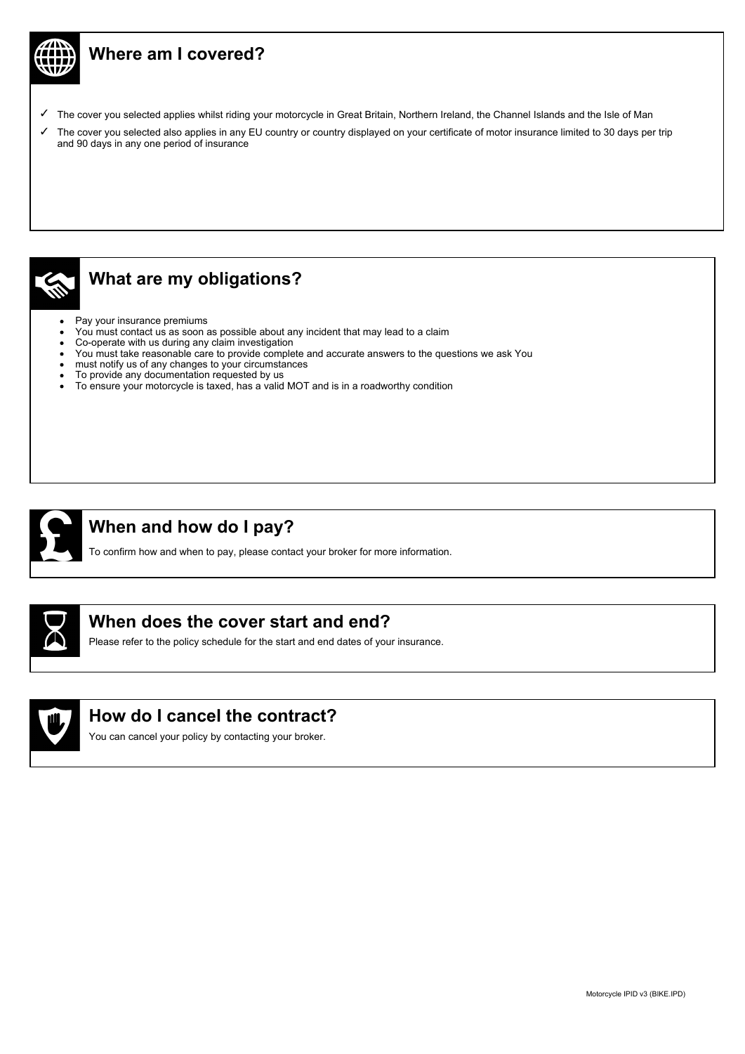## Where am I covered?

- ✓ The cover you selected applies whilst riding your motorcycle in Great Britain, Northern Ireland, the Channel Islands and the Isle of Man
- ✓ The cover you selected also applies in any EU country or country displayed on your certificate of motor insurance limited to 30 days per trip and 90 days in any one period of insurance

## What are my obligations?

- Pay your insurance premiums
- You must contact us as soon as possible about any incident that may lead to a claim
- Co-operate with us during any claim investigation
- You must take reasonable care to provide complete and accurate answers to the questions we ask You
- must notify us of any changes to your circumstances
- To provide any documentation requested by us
- To ensure your motorcycle is taxed, has a valid MOT and is in a roadworthy condition

## When and how do I pay?

To confirm how and when to pay, please contact your broker for more information.

## When does the cover start and end?

Please refer to the policy schedule for the start and end dates of your insurance.

## How do I cancel the contract?

You can cancel your policy by contacting your broker.

Motorcycle IPID v3 (BIKE.IPD)